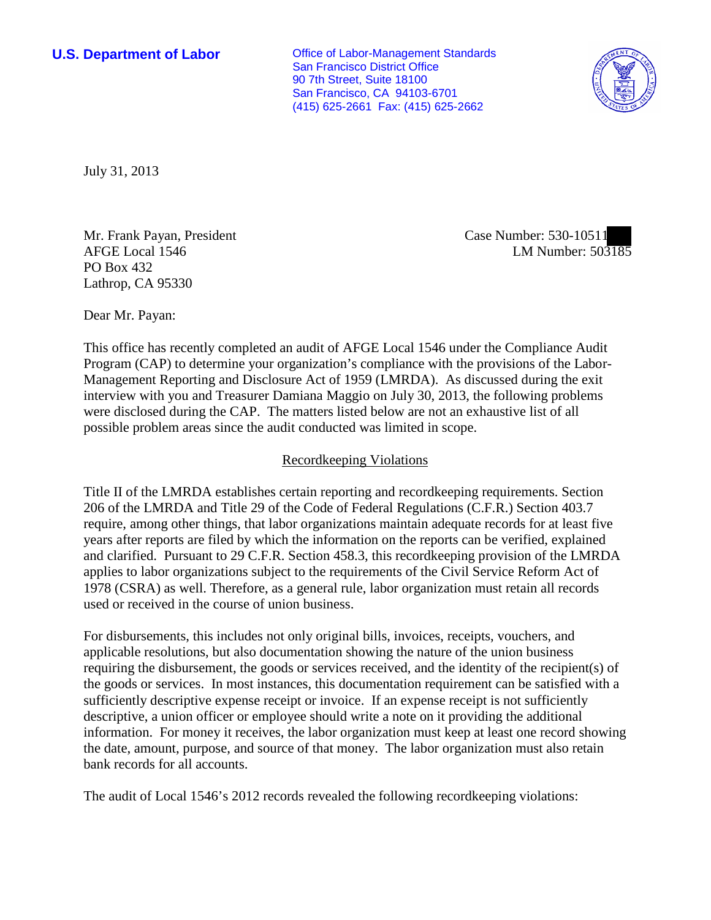**U.S. Department of Labor**

Office of Labor-Management Standards
San Francisco District Office
90 7th Street, Suite 18100
San Francisco, CA 94103-6701
(415) 625-2661 Fax: (415) 625-2662

July 31, 2013

Mr. Frank Payan, President
AFGE Local 1546
PO Box 432
Lathrop, CA 95330

Case Number: 530-10511
LM Number: 503185

Dear Mr. Payan:

This office has recently completed an audit of AFGE Local 1546 under the Compliance Audit Program (CAP) to determine your organization's compliance with the provisions of the Labor-Management Reporting and Disclosure Act of 1959 (LMRDA). As discussed during the exit interview with you and Treasurer Damiana Maggio on July 30, 2013, the following problems were disclosed during the CAP. The matters listed below are not an exhaustive list of all possible problem areas since the audit conducted was limited in scope.

## Recordkeeping Violations

Title II of the LMRDA establishes certain reporting and recordkeeping requirements. Section 206 of the LMRDA and Title 29 of the Code of Federal Regulations (C.F.R.) Section 403.7 require, among other things, that labor organizations maintain adequate records for at least five years after reports are filed by which the information on the reports can be verified, explained and clarified. Pursuant to 29 C.F.R. Section 458.3, this recordkeeping provision of the LMRDA applies to labor organizations subject to the requirements of the Civil Service Reform Act of 1978 (CSRA) as well. Therefore, as a general rule, labor organization must retain all records used or received in the course of union business.

For disbursements, this includes not only original bills, invoices, receipts, vouchers, and applicable resolutions, but also documentation showing the nature of the union business requiring the disbursement, the goods or services received, and the identity of the recipient(s) of the goods or services. In most instances, this documentation requirement can be satisfied with a sufficiently descriptive expense receipt or invoice. If an expense receipt is not sufficiently descriptive, a union officer or employee should write a note on it providing the additional information. For money it receives, the labor organization must keep at least one record showing the date, amount, purpose, and source of that money. The labor organization must also retain bank records for all accounts.

The audit of Local 1546's 2012 records revealed the following recordkeeping violations: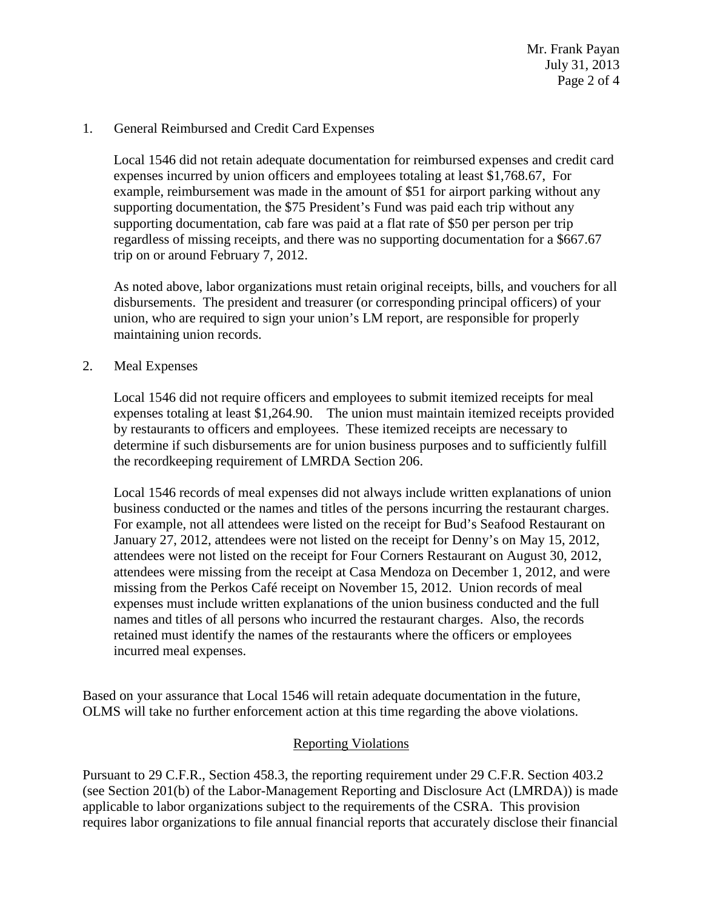1. General Reimbursed and Credit Card Expenses

   Local 1546 did not retain adequate documentation for reimbursed expenses and credit card expenses incurred by union officers and employees totaling at least $1,768.67, For example, reimbursement was made in the amount of $51 for airport parking without any supporting documentation, the $75 President's Fund was paid each trip without any supporting documentation, cab fare was paid at a flat rate of $50 per person per trip regardless of missing receipts, and there was no supporting documentation for a $667.67 trip on or around February 7, 2012.

   As noted above, labor organizations must retain original receipts, bills, and vouchers for all disbursements. The president and treasurer (or corresponding principal officers) of your union, who are required to sign your union's LM report, are responsible for properly maintaining union records.

2. Meal Expenses

   Local 1546 did not require officers and employees to submit itemized receipts for meal expenses totaling at least $1,264.90. The union must maintain itemized receipts provided by restaurants to officers and employees. These itemized receipts are necessary to determine if such disbursements are for union business purposes and to sufficiently fulfill the recordkeeping requirement of LMRDA Section 206.

   Local 1546 records of meal expenses did not always include written explanations of union business conducted or the names and titles of the persons incurring the restaurant charges. For example, not all attendees were listed on the receipt for Bud's Seafood Restaurant on January 27, 2012, attendees were not listed on the receipt for Denny's on May 15, 2012, attendees were not listed on the receipt for Four Corners Restaurant on August 30, 2012, attendees were missing from the receipt at Casa Mendoza on December 1, 2012, and were missing from the Perkos Café receipt on November 15, 2012. Union records of meal expenses must include written explanations of the union business conducted and the full names and titles of all persons who incurred the restaurant charges. Also, the records retained must identify the names of the restaurants where the officers or employees incurred meal expenses.

Based on your assurance that Local 1546 will retain adequate documentation in the future, OLMS will take no further enforcement action at this time regarding the above violations.

## Reporting Violations

Pursuant to 29 C.F.R., Section 458.3, the reporting requirement under 29 C.F.R. Section 403.2 (see Section 201(b) of the Labor-Management Reporting and Disclosure Act (LMRDA)) is made applicable to labor organizations subject to the requirements of the CSRA. This provision requires labor organizations to file annual financial reports that accurately disclose their financial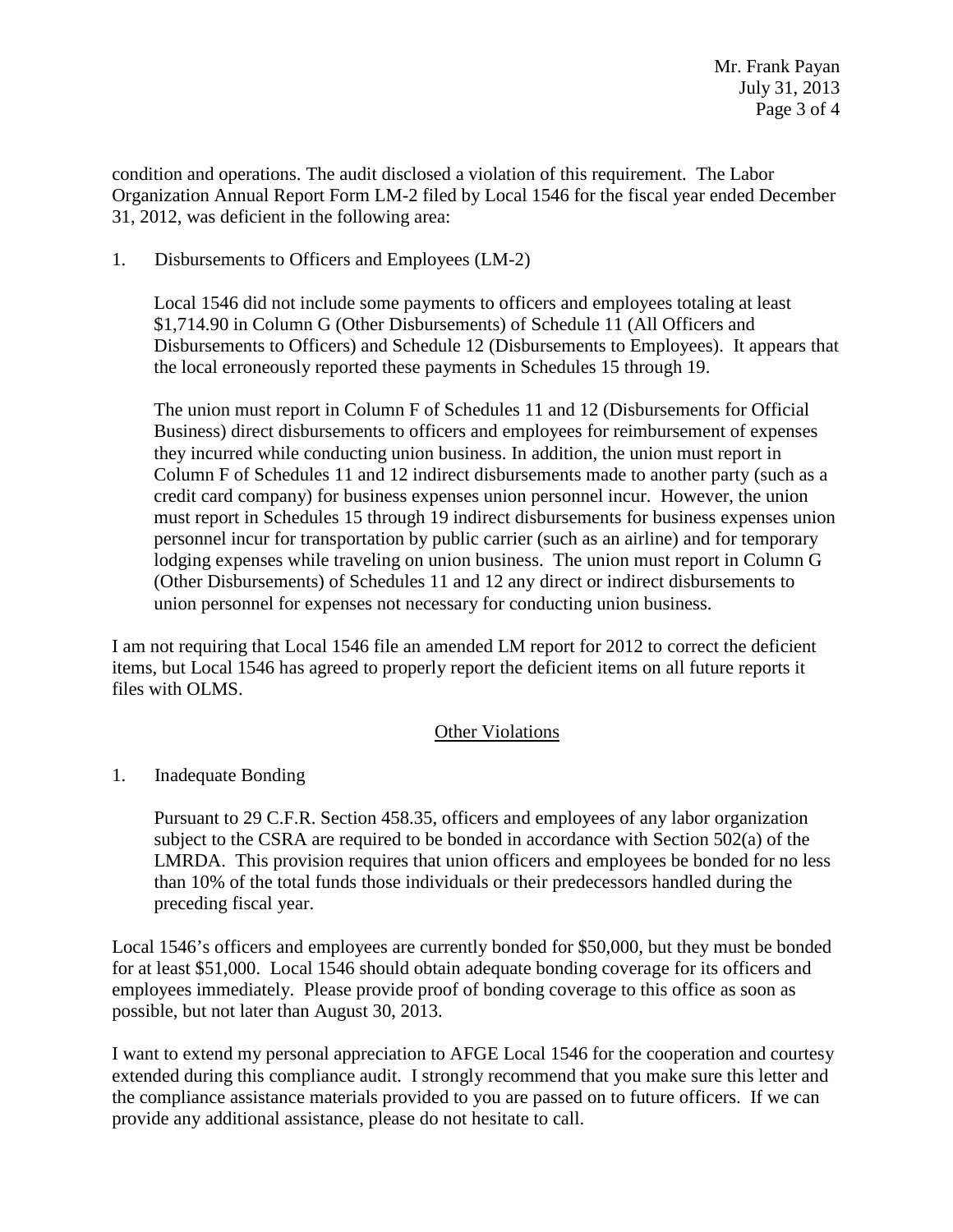condition and operations. The audit disclosed a violation of this requirement. The Labor Organization Annual Report Form LM-2 filed by Local 1546 for the fiscal year ended December 31, 2012, was deficient in the following area:

1. Disbursements to Officers and Employees (LM-2)

   Local 1546 did not include some payments to officers and employees totaling at least $1,714.90 in Column G (Other Disbursements) of Schedule 11 (All Officers and Disbursements to Officers) and Schedule 12 (Disbursements to Employees). It appears that the local erroneously reported these payments in Schedules 15 through 19.

   The union must report in Column F of Schedules 11 and 12 (Disbursements for Official Business) direct disbursements to officers and employees for reimbursement of expenses they incurred while conducting union business. In addition, the union must report in Column F of Schedules 11 and 12 indirect disbursements made to another party (such as a credit card company) for business expenses union personnel incur. However, the union must report in Schedules 15 through 19 indirect disbursements for business expenses union personnel incur for transportation by public carrier (such as an airline) and for temporary lodging expenses while traveling on union business. The union must report in Column G (Other Disbursements) of Schedules 11 and 12 any direct or indirect disbursements to union personnel for expenses not necessary for conducting union business.

I am not requiring that Local 1546 file an amended LM report for 2012 to correct the deficient items, but Local 1546 has agreed to properly report the deficient items on all future reports it files with OLMS.

## Other Violations

1. Inadequate Bonding

   Pursuant to 29 C.F.R. Section 458.35, officers and employees of any labor organization subject to the CSRA are required to be bonded in accordance with Section 502(a) of the LMRDA. This provision requires that union officers and employees be bonded for no less than 10% of the total funds those individuals or their predecessors handled during the preceding fiscal year.

Local 1546's officers and employees are currently bonded for $50,000, but they must be bonded for at least $51,000. Local 1546 should obtain adequate bonding coverage for its officers and employees immediately. Please provide proof of bonding coverage to this office as soon as possible, but not later than August 30, 2013.

I want to extend my personal appreciation to AFGE Local 1546 for the cooperation and courtesy extended during this compliance audit. I strongly recommend that you make sure this letter and the compliance assistance materials provided to you are passed on to future officers. If we can provide any additional assistance, please do not hesitate to call.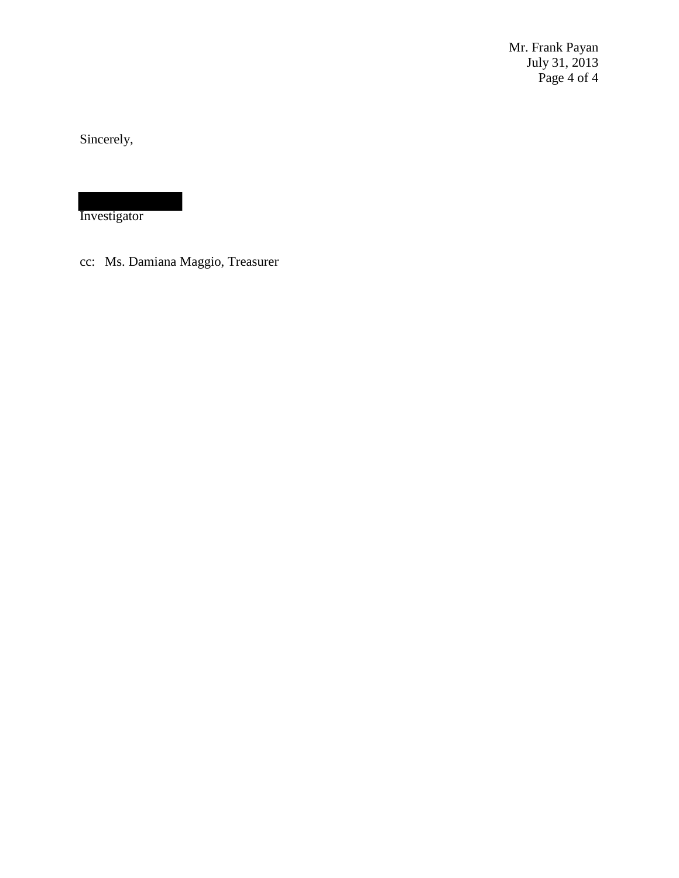Sincerely,

Investigator

cc: Ms. Damiana Maggio, Treasurer